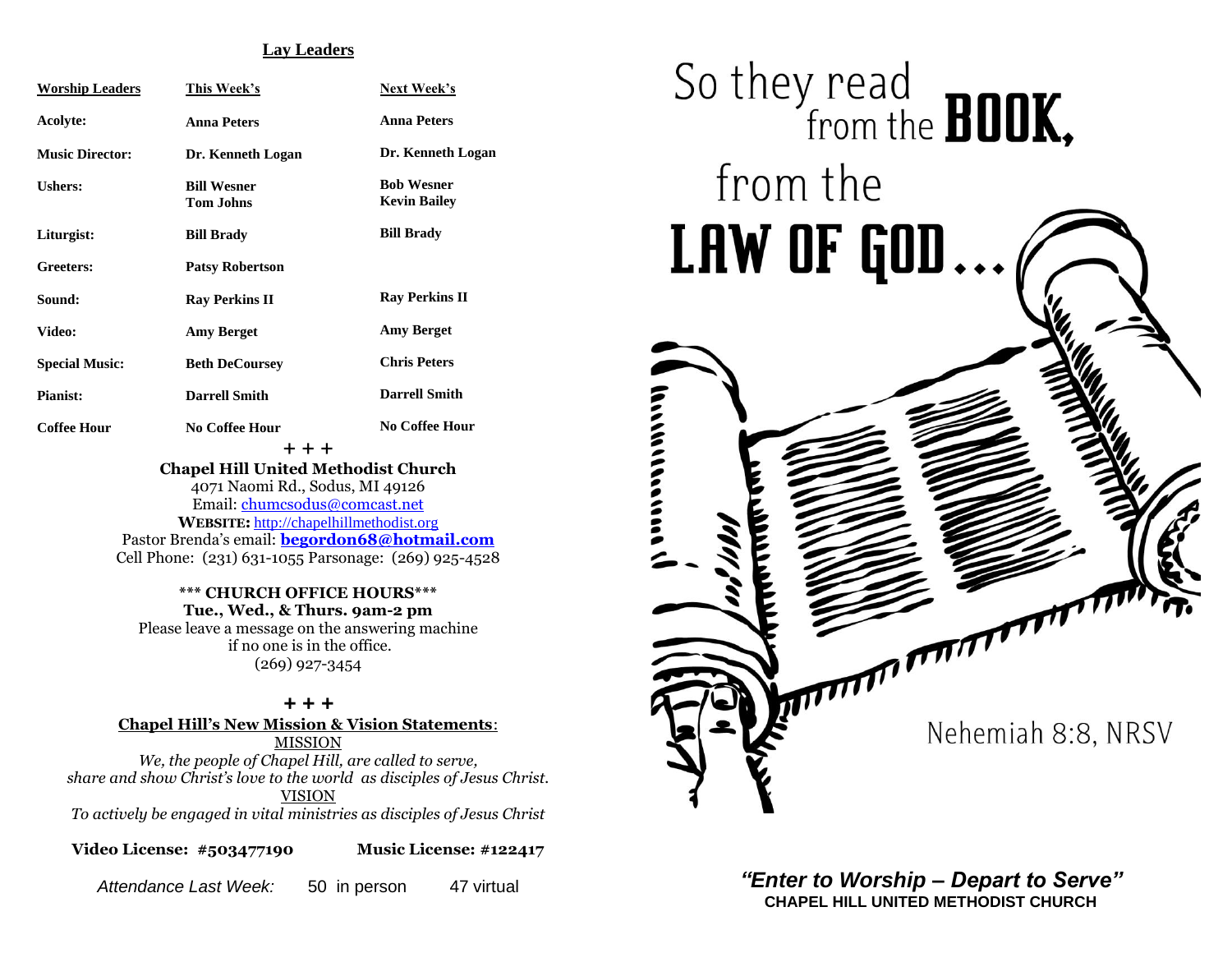## Lay Leaders

| Worship Leaders | This Week's | Next Week's |
| --- | --- | --- |
| Acolyte: | Anna Peters | Anna Peters |
| Music Director: | Dr. Kenneth Logan | Dr. Kenneth Logan |
| Ushers: | Bill Wesner<br>Tom Johns | Bob Wesner<br>Kevin Bailey |
| Liturgist: | Bill Brady | Bill Brady |
| Greeters: | Patsy Robertson | |
| Sound: | Ray Perkins II | Ray Perkins II |
| Video: | Amy Berget | Amy Berget |
| Special Music: | Beth DeCoursey | Chris Peters |
| Pianist: | Darrell Smith | Darrell Smith |
| Coffee Hour | No Coffee Hour | No Coffee Hour |

+ + +

**Chapel Hill United Methodist Church**
4071 Naomi Rd., Sodus, MI 49126
Email: chumcsodus@comcast.net
**WEBSITE:** http://chapelhillmethodist.org
Pastor Brenda's email: **begordon68@hotmail.com**
Cell Phone: (231) 631-1055 Parsonage: (269) 925-4528

**\*\*\* CHURCH OFFICE HOURS\*\*\***
**Tue., Wed., & Thurs. 9am-2 pm**
Please leave a message on the answering machine
if no one is in the office.
(269) 927-3454

+ + +

**Chapel Hill's New Mission & Vision Statements**:

MISSION

*We, the people of Chapel Hill, are called to serve, share and show Christ's love to the world as disciples of Jesus Christ.*

VISION

*To actively be engaged in vital ministries as disciples of Jesus Christ*

**Video License: #503477190** **Music License: #122417**

*Attendance Last Week:* 50 in person 47 virtual

So they read from the **BOOK,** from the **LAW OF GOD...**

Nehemiah 8:8, NRSV

***"Enter to Worship – Depart to Serve"***
**CHAPEL HILL UNITED METHODIST CHURCH**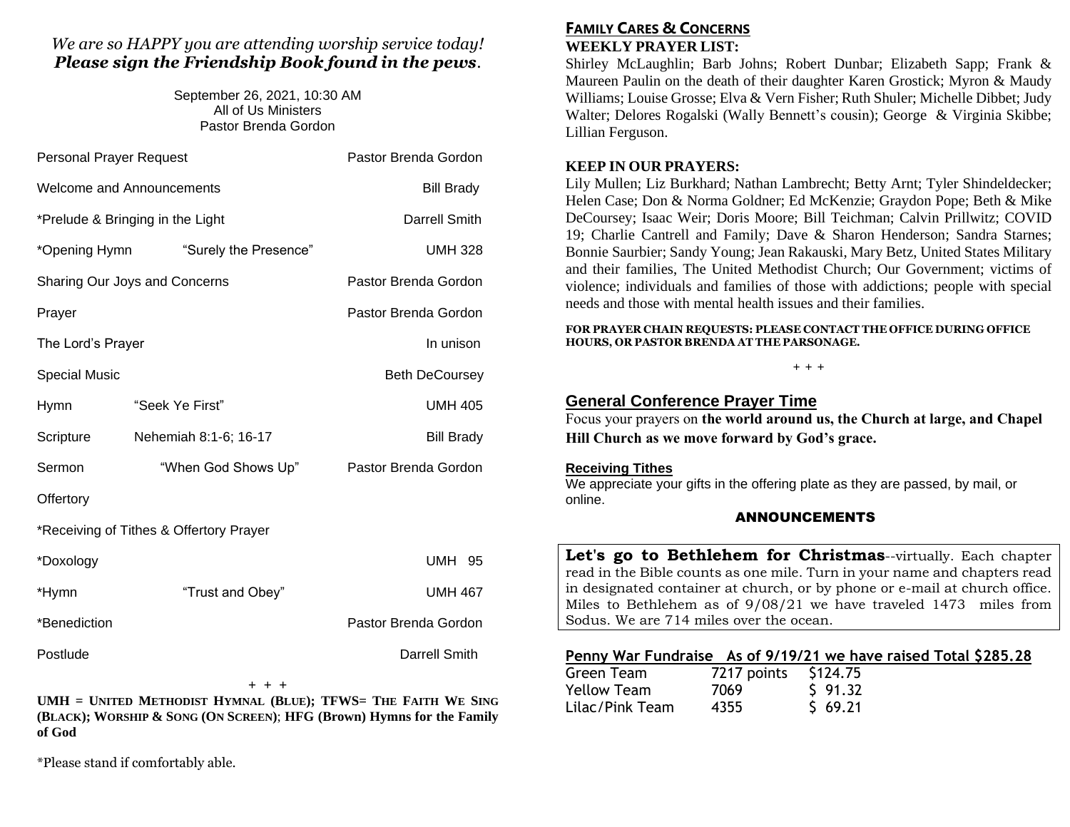*We are so HAPPY you are attending worship service today!*
***Please sign the Friendship Book found in the pews.***

September 26, 2021, 10:30 AM
All of Us Ministers
Pastor Brenda Gordon

| | | |
|---|---|---|
| Personal Prayer Request | | Pastor Brenda Gordon |
| Welcome and Announcements | | Bill Brady |
| *Prelude & Bringing in the Light | | Darrell Smith |
| *Opening Hymn | "Surely the Presence" | UMH 328 |
| Sharing Our Joys and Concerns | | Pastor Brenda Gordon |
| Prayer | | Pastor Brenda Gordon |
| The Lord's Prayer | | In unison |
| Special Music | | Beth DeCoursey |
| Hymn | "Seek Ye First" | UMH 405 |
| Scripture | Nehemiah 8:1-6; 16-17 | Bill Brady |
| Sermon | "When God Shows Up" | Pastor Brenda Gordon |
| Offertory | | |
| *Receiving of Tithes & Offertory Prayer | | |
| *Doxology | | UMH 95 |
| *Hymn | "Trust and Obey" | UMH 467 |
| *Benediction | | Pastor Brenda Gordon |
| Postlude | | Darrell Smith |

+ + +

**UMH = United Methodist Hymnal (Blue); TFWS= The Faith We Sing (Black); Worship & Song (On Screen); HFG (Brown) Hymns for the Family of God**

*Please stand if comfortably able.

## FAMILY CARES & CONCERNS

**WEEKLY PRAYER LIST:**

Shirley McLaughlin; Barb Johns; Robert Dunbar; Elizabeth Sapp; Frank & Maureen Paulin on the death of their daughter Karen Grostick; Myron & Maudy Williams; Louise Grosse; Elva & Vern Fisher; Ruth Shuler; Michelle Dibbet; Judy Walter; Delores Rogalski (Wally Bennett's cousin); George & Virginia Skibbe; Lillian Ferguson.

**KEEP IN OUR PRAYERS:**

Lily Mullen; Liz Burkhard; Nathan Lambrecht; Betty Arnt; Tyler Shindeldecker; Helen Case; Don & Norma Goldner; Ed McKenzie; Graydon Pope; Beth & Mike DeCoursey; Isaac Weir; Doris Moore; Bill Teichman; Calvin Prillwitz; COVID 19; Charlie Cantrell and Family; Dave & Sharon Henderson; Sandra Starnes; Bonnie Saurbier; Sandy Young; Jean Rakauski, Mary Betz, United States Military and their families, The United Methodist Church; Our Government; victims of violence; individuals and families of those with addictions; people with special needs and those with mental health issues and their families.

**FOR PRAYER CHAIN REQUESTS: PLEASE CONTACT THE OFFICE DURING OFFICE HOURS, OR PASTOR BRENDA AT THE PARSONAGE.**

+ + +

## General Conference Prayer Time

Focus your prayers on **the world around us, the Church at large, and Chapel Hill Church as we move forward by God's grace.**

**Receiving Tithes**

We appreciate your gifts in the offering plate as they are passed, by mail, or online.

## ANNOUNCEMENTS

**Let's go to Bethlehem for Christmas**--virtually. Each chapter read in the Bible counts as one mile. Turn in your name and chapters read in designated container at church, or by phone or e-mail at church office. Miles to Bethlehem as of 9/08/21 we have traveled 1473 miles from Sodus. We are 714 miles over the ocean.

**Penny War Fundraise As of 9/19/21 we have raised Total $285.28**

| | | |
|---|---|---|
| Green Team | 7217 points | $124.75 |
| Yellow Team | 7069 | $ 91.32 |
| Lilac/Pink Team | 4355 | $ 69.21 |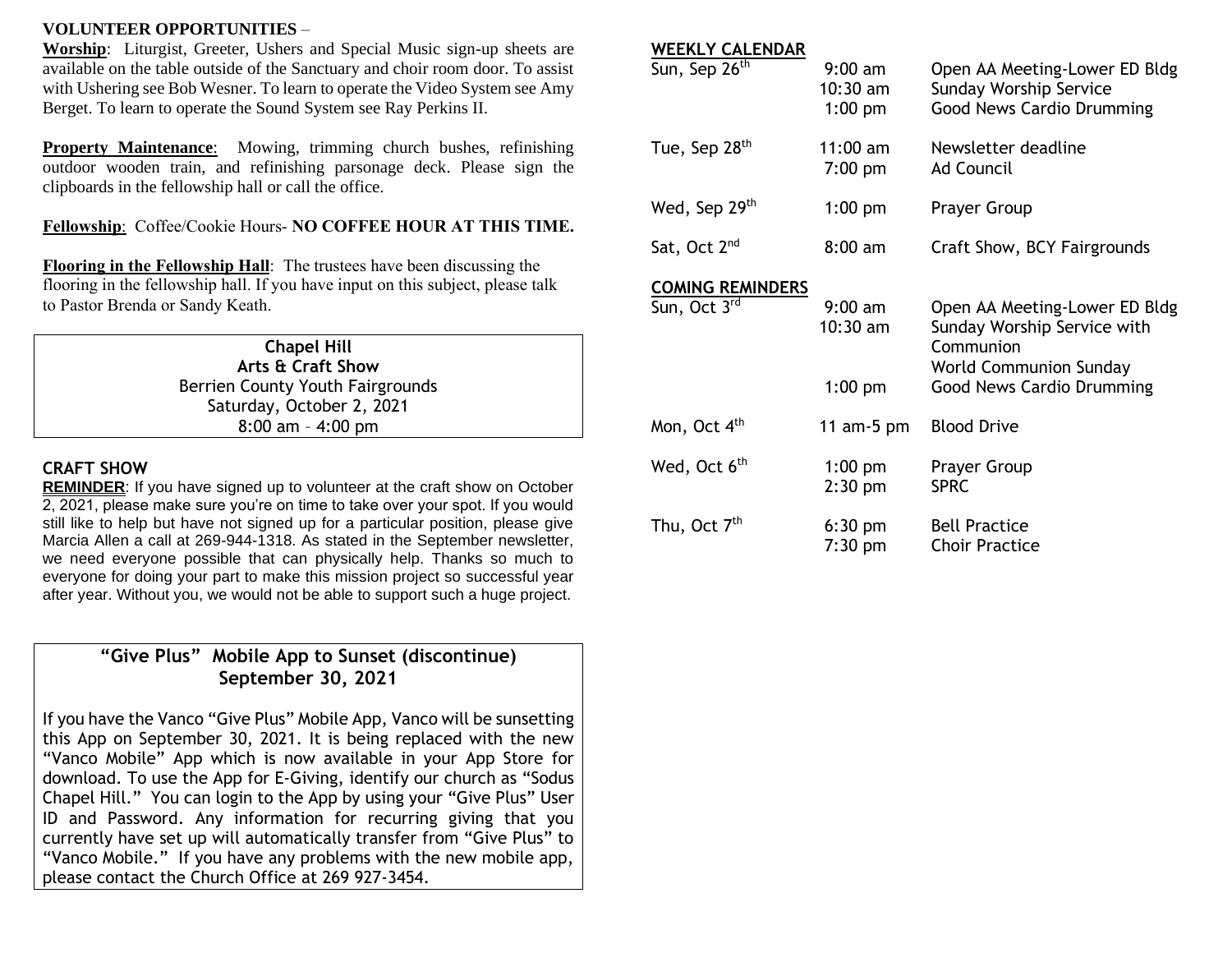## VOLUNTEER OPPORTUNITIES –

**Worship**: Liturgist, Greeter, Ushers and Special Music sign-up sheets are available on the table outside of the Sanctuary and choir room door. To assist with Ushering see Bob Wesner. To learn to operate the Video System see Amy Berget. To learn to operate the Sound System see Ray Perkins II.

**Property Maintenance**: Mowing, trimming church bushes, refinishing outdoor wooden train, and refinishing parsonage deck. Please sign the clipboards in the fellowship hall or call the office.

**Fellowship**: Coffee/Cookie Hours- **NO COFFEE HOUR AT THIS TIME.**

**Flooring in the Fellowship Hall**: The trustees have been discussing the flooring in the fellowship hall. If you have input on this subject, please talk to Pastor Brenda or Sandy Keath.

**Chapel Hill**
**Arts & Craft Show**
Berrien County Youth Fairgrounds
Saturday, October 2, 2021
8:00 am – 4:00 pm

## CRAFT SHOW

**REMINDER**: If you have signed up to volunteer at the craft show on October 2, 2021, please make sure you're on time to take over your spot. If you would still like to help but have not signed up for a particular position, please give Marcia Allen a call at 269-944-1318. As stated in the September newsletter, we need everyone possible that can physically help. Thanks so much to everyone for doing your part to make this mission project so successful year after year. Without you, we would not be able to support such a huge project.

## "Give Plus" Mobile App to Sunset (discontinue) September 30, 2021

If you have the Vanco "Give Plus" Mobile App, Vanco will be sunsetting this App on September 30, 2021. It is being replaced with the new "Vanco Mobile" App which is now available in your App Store for download. To use the App for E-Giving, identify our church as "Sodus Chapel Hill." You can login to the App by using your "Give Plus" User ID and Password. Any information for recurring giving that you currently have set up will automatically transfer from "Give Plus" to "Vanco Mobile." If you have any problems with the new mobile app, please contact the Church Office at 269 927-3454.

## WEEKLY CALENDAR

| | | |
|---|---|---|
| Sun, Sep 26th | 9:00 am | Open AA Meeting-Lower ED Bldg |
| | 10:30 am | Sunday Worship Service |
| | 1:00 pm | Good News Cardio Drumming |
| Tue, Sep 28th | 11:00 am | Newsletter deadline |
| | 7:00 pm | Ad Council |
| Wed, Sep 29th | 1:00 pm | Prayer Group |
| Sat, Oct 2nd | 8:00 am | Craft Show, BCY Fairgrounds |

## COMING REMINDERS

| | | |
|---|---|---|
| Sun, Oct 3rd | 9:00 am | Open AA Meeting-Lower ED Bldg |
| | 10:30 am | Sunday Worship Service with Communion<br>World Communion Sunday |
| | 1:00 pm | Good News Cardio Drumming |
| Mon, Oct 4th | 11 am-5 pm | Blood Drive |
| Wed, Oct 6th | 1:00 pm | Prayer Group |
| | 2:30 pm | SPRC |
| Thu, Oct 7th | 6:30 pm | Bell Practice |
| | 7:30 pm | Choir Practice |